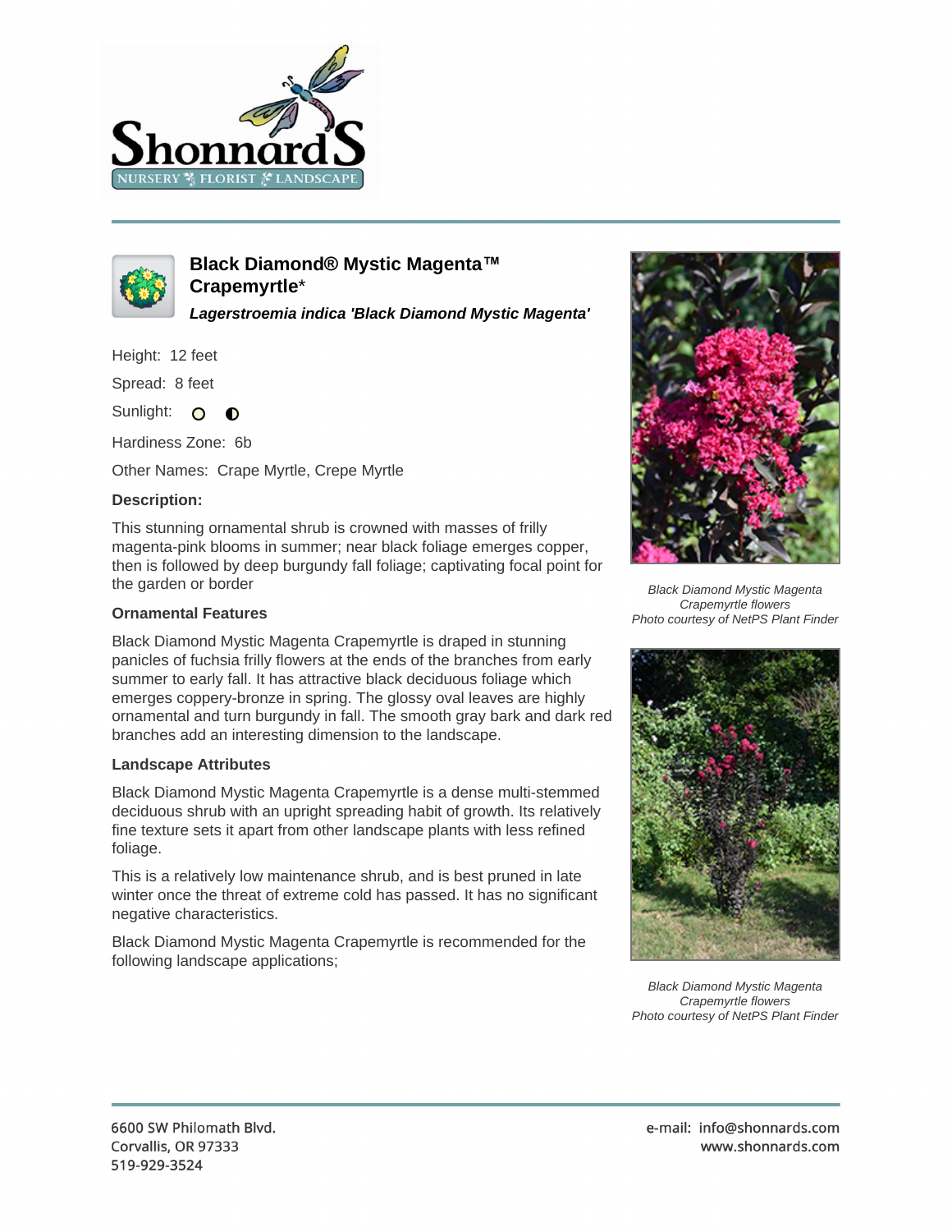# Black Diamond® Mystic Magenta™ Crapemyrtle*

***Lagerstroemia indica 'Black Diamond Mystic Magenta'***

Height: 12 feet

Spread: 8 feet

Sunlight: ○ ◐

Hardiness Zone: 6b

Other Names: Crape Myrtle, Crepe Myrtle

### Description:

This stunning ornamental shrub is crowned with masses of frilly magenta-pink blooms in summer; near black foliage emerges copper, then is followed by deep burgundy fall foliage; captivating focal point for the garden or border

### Ornamental Features

Black Diamond Mystic Magenta Crapemyrtle is draped in stunning panicles of fuchsia frilly flowers at the ends of the branches from early summer to early fall. It has attractive black deciduous foliage which emerges coppery-bronze in spring. The glossy oval leaves are highly ornamental and turn burgundy in fall. The smooth gray bark and dark red branches add an interesting dimension to the landscape.

### Landscape Attributes

Black Diamond Mystic Magenta Crapemyrtle is a dense multi-stemmed deciduous shrub with an upright spreading habit of growth. Its relatively fine texture sets it apart from other landscape plants with less refined foliage.

This is a relatively low maintenance shrub, and is best pruned in late winter once the threat of extreme cold has passed. It has no significant negative characteristics.

Black Diamond Mystic Magenta Crapemyrtle is recommended for the following landscape applications;

*Black Diamond Mystic Magenta Crapemyrtle flowers*
*Photo courtesy of NetPS Plant Finder*

*Black Diamond Mystic Magenta Crapemyrtle flowers*
*Photo courtesy of NetPS Plant Finder*

6600 SW Philomath Blvd.
Corvallis, OR 97333
519-929-3524

e-mail: info@shonnards.com
www.shonnards.com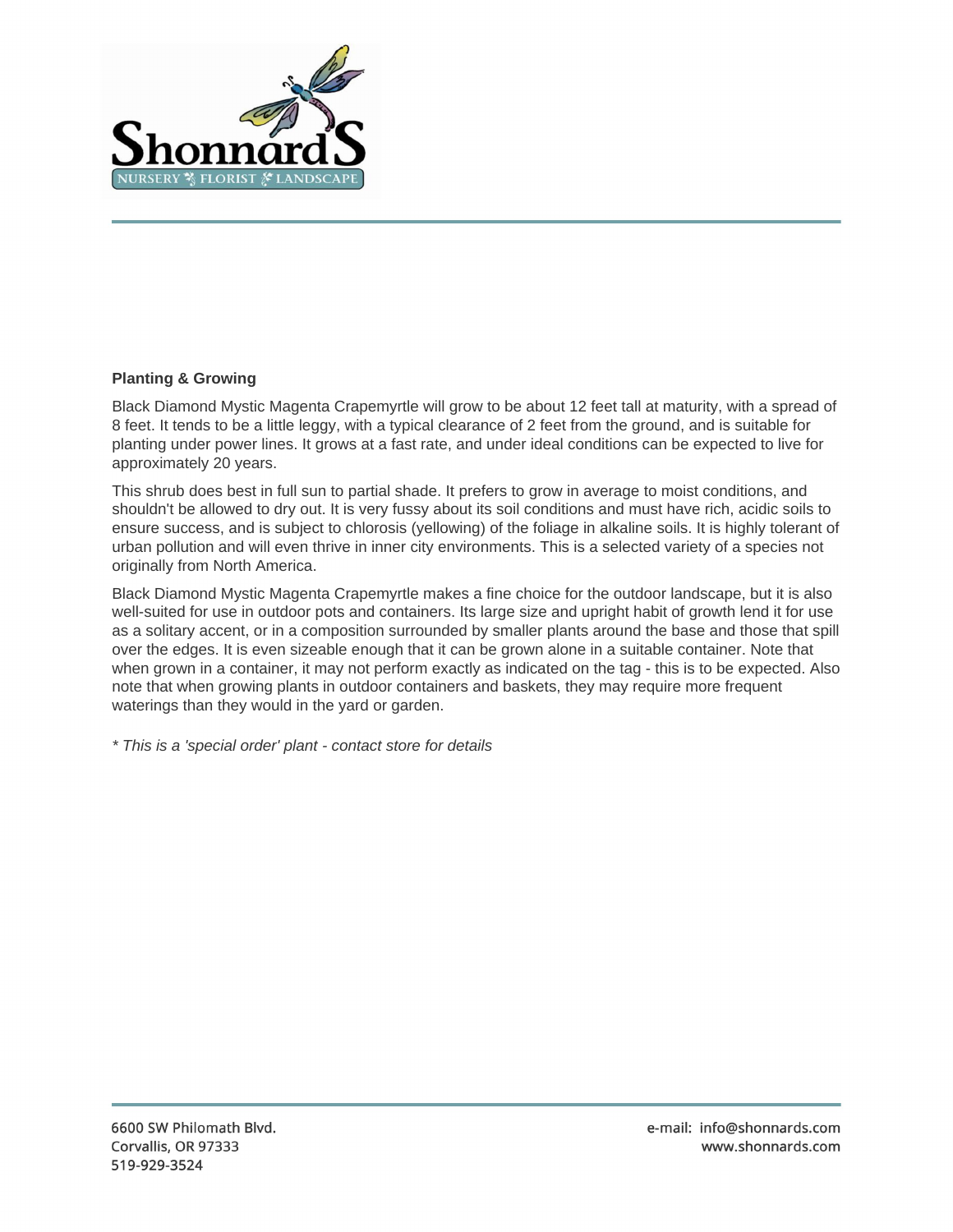**Planting & Growing**

Black Diamond Mystic Magenta Crapemyrtle will grow to be about 12 feet tall at maturity, with a spread of 8 feet. It tends to be a little leggy, with a typical clearance of 2 feet from the ground, and is suitable for planting under power lines. It grows at a fast rate, and under ideal conditions can be expected to live for approximately 20 years.

This shrub does best in full sun to partial shade. It prefers to grow in average to moist conditions, and shouldn't be allowed to dry out. It is very fussy about its soil conditions and must have rich, acidic soils to ensure success, and is subject to chlorosis (yellowing) of the foliage in alkaline soils. It is highly tolerant of urban pollution and will even thrive in inner city environments. This is a selected variety of a species not originally from North America.

Black Diamond Mystic Magenta Crapemyrtle makes a fine choice for the outdoor landscape, but it is also well-suited for use in outdoor pots and containers. Its large size and upright habit of growth lend it for use as a solitary accent, or in a composition surrounded by smaller plants around the base and those that spill over the edges. It is even sizeable enough that it can be grown alone in a suitable container. Note that when grown in a container, it may not perform exactly as indicated on the tag - this is to be expected. Also note that when growing plants in outdoor containers and baskets, they may require more frequent waterings than they would in the yard or garden.

*\* This is a 'special order' plant - contact store for details*